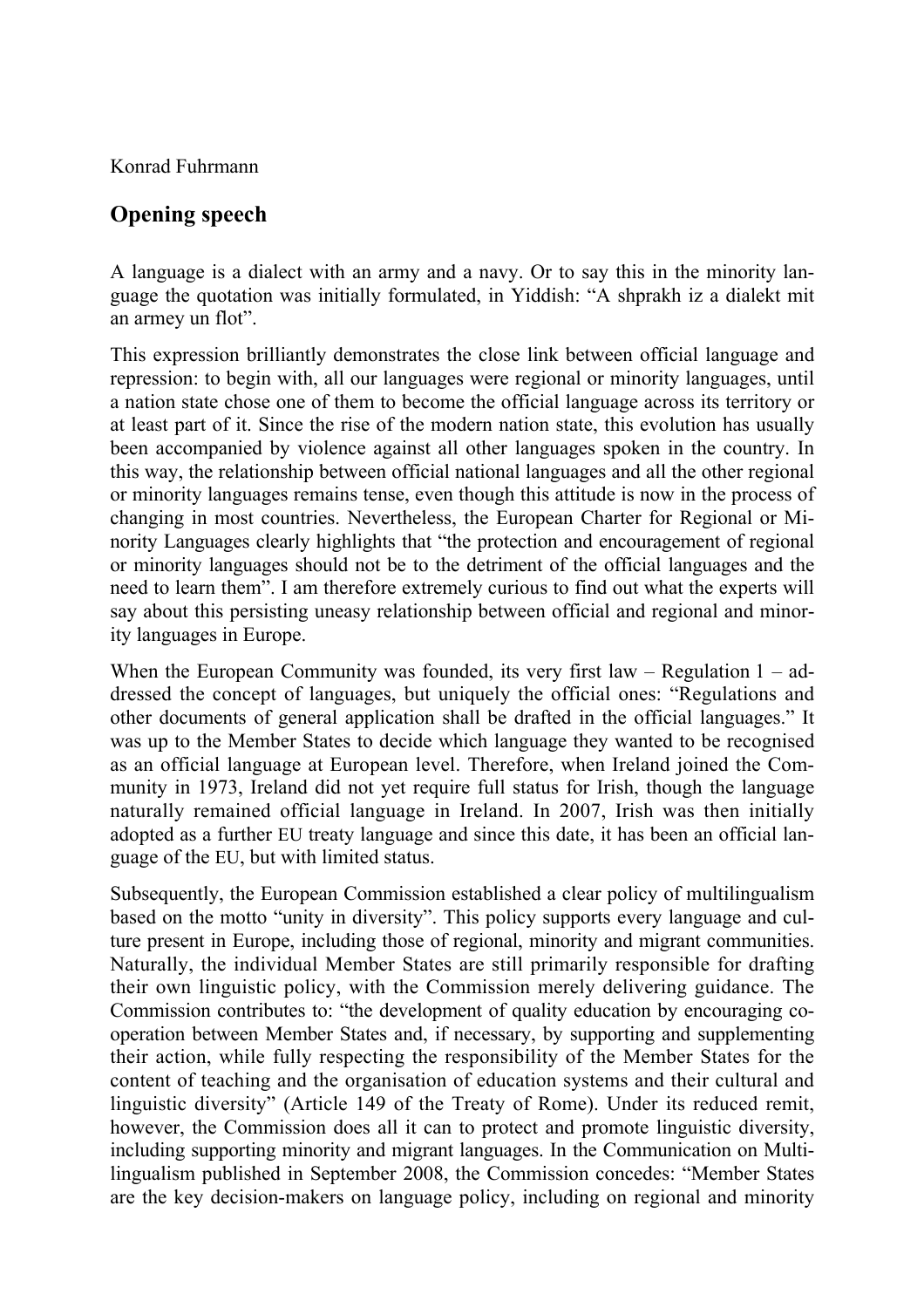Konrad Fuhrmann

## Opening speech

A language is a dialect with an army and a navy. Or to say this in the minority language the quotation was initially formulated, in Yiddish: "A shprakh iz a dialekt mit an armey un flot".

This expression brilliantly demonstrates the close link between official language and repression: to begin with, all our languages were regional or minority languages, until a nation state chose one of them to become the official language across its territory or at least part of it. Since the rise of the modern nation state, this evolution has usually been accompanied by violence against all other languages spoken in the country. In this way, the relationship between official national languages and all the other regional or minority languages remains tense, even though this attitude is now in the process of changing in most countries. Nevertheless, the European Charter for Regional or Minority Languages clearly highlights that "the protection and encouragement of regional or minority languages should not be to the detriment of the official languages and the need to learn them". I am therefore extremely curious to find out what the experts will say about this persisting uneasy relationship between official and regional and minority languages in Europe.

When the European Community was founded, its very first law – Regulation 1 – addressed the concept of languages, but uniquely the official ones: "Regulations and other documents of general application shall be drafted in the official languages." It was up to the Member States to decide which language they wanted to be recognised as an official language at European level. Therefore, when Ireland joined the Community in 1973, Ireland did not yet require full status for Irish, though the language naturally remained official language in Ireland. In 2007, Irish was then initially adopted as a further EU treaty language and since this date, it has been an official language of the EU, but with limited status.

Subsequently, the European Commission established a clear policy of multilingualism based on the motto "unity in diversity". This policy supports every language and culture present in Europe, including those of regional, minority and migrant communities. Naturally, the individual Member States are still primarily responsible for drafting their own linguistic policy, with the Commission merely delivering guidance. The Commission contributes to: "the development of quality education by encouraging cooperation between Member States and, if necessary, by supporting and supplementing their action, while fully respecting the responsibility of the Member States for the content of teaching and the organisation of education systems and their cultural and linguistic diversity" (Article 149 of the Treaty of Rome). Under its reduced remit, however, the Commission does all it can to protect and promote linguistic diversity, including supporting minority and migrant languages. In the Communication on Multilingualism published in September 2008, the Commission concedes: "Member States are the key decision-makers on language policy, including on regional and minority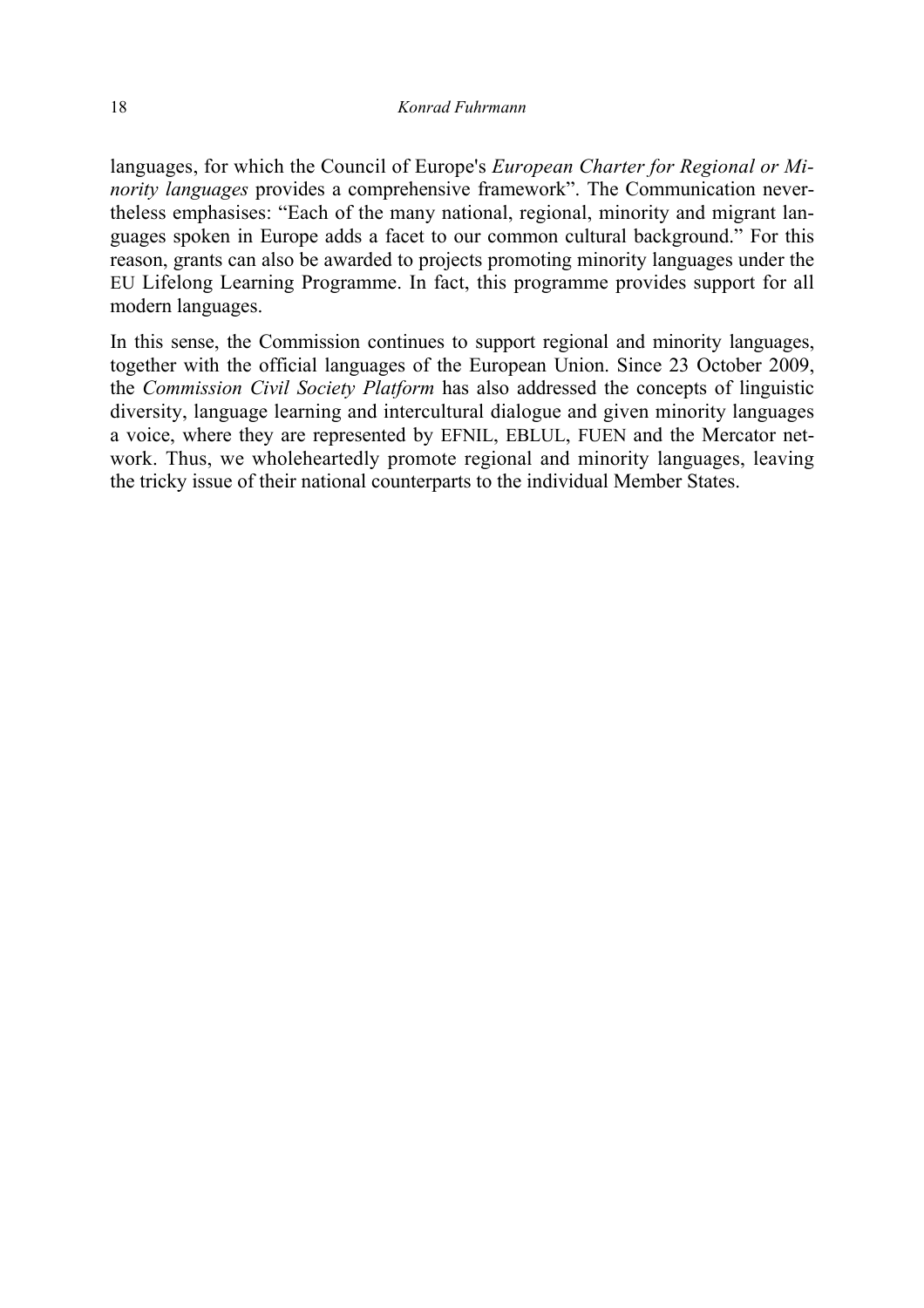languages, for which the Council of Europe's *European Charter for Regional or Minority languages* provides a comprehensive framework". The Communication nevertheless emphasises: "Each of the many national, regional, minority and migrant languages spoken in Europe adds a facet to our common cultural background." For this reason, grants can also be awarded to projects promoting minority languages under the EU Lifelong Learning Programme. In fact, this programme provides support for all modern languages.

In this sense, the Commission continues to support regional and minority languages, together with the official languages of the European Union. Since 23 October 2009, the *Commission Civil Society Platform* has also addressed the concepts of linguistic diversity, language learning and intercultural dialogue and given minority languages a voice, where they are represented by EFNIL, EBLUL, FUEN and the Mercator network. Thus, we wholeheartedly promote regional and minority languages, leaving the tricky issue of their national counterparts to the individual Member States.